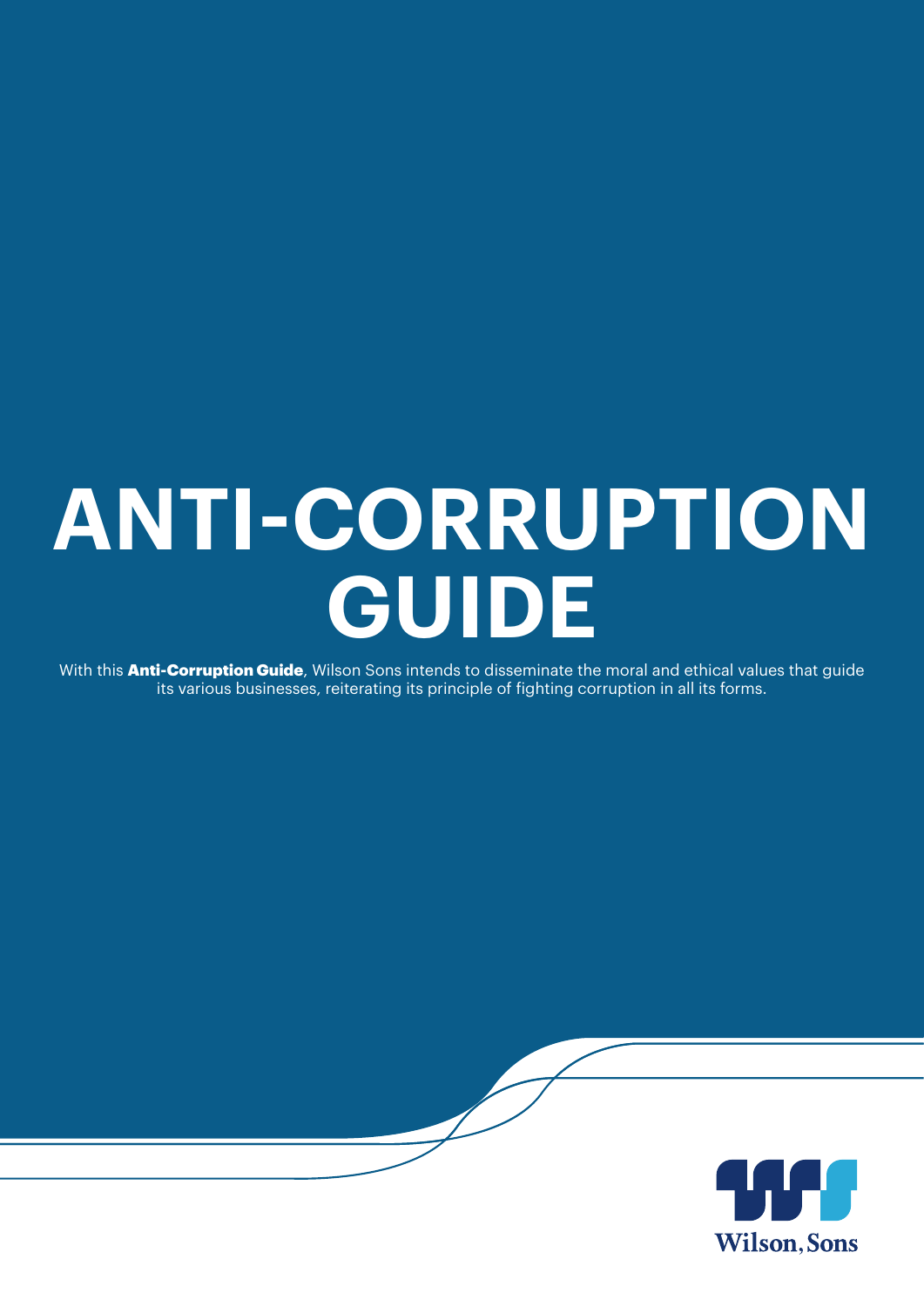# ANTI-CORRUPTION GUIDE

With this **Anti-Corruption Guide**, Wilson Sons intends to disseminate the moral and ethical values that guide its various businesses, reiterating its principle of fighting corruption in all its forms.

Wilson, Sons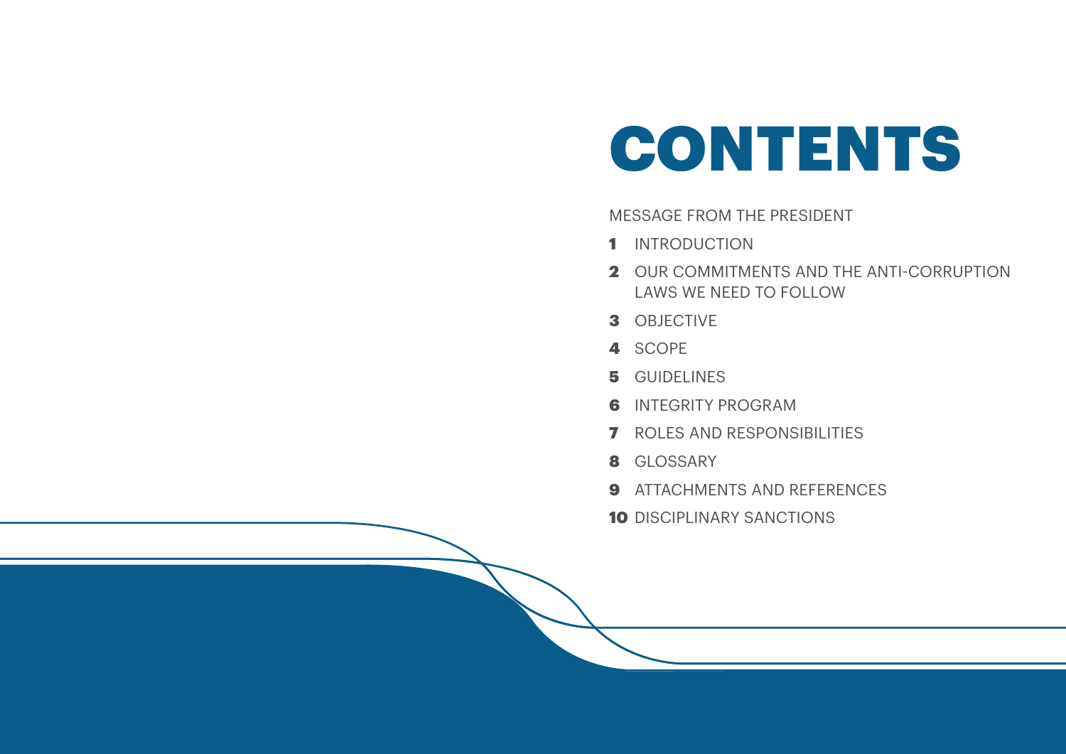# CONTENTS

MESSAGE FROM THE PRESIDENT

1. INTRODUCTION
2. OUR COMMITMENTS AND THE ANTI-CORRUPTION LAWS WE NEED TO FOLLOW
3. OBJECTIVE
4. SCOPE
5. GUIDELINES
6. INTEGRITY PROGRAM
7. ROLES AND RESPONSIBILITIES
8. GLOSSARY
9. ATTACHMENTS AND REFERENCES
10. DISCIPLINARY SANCTIONS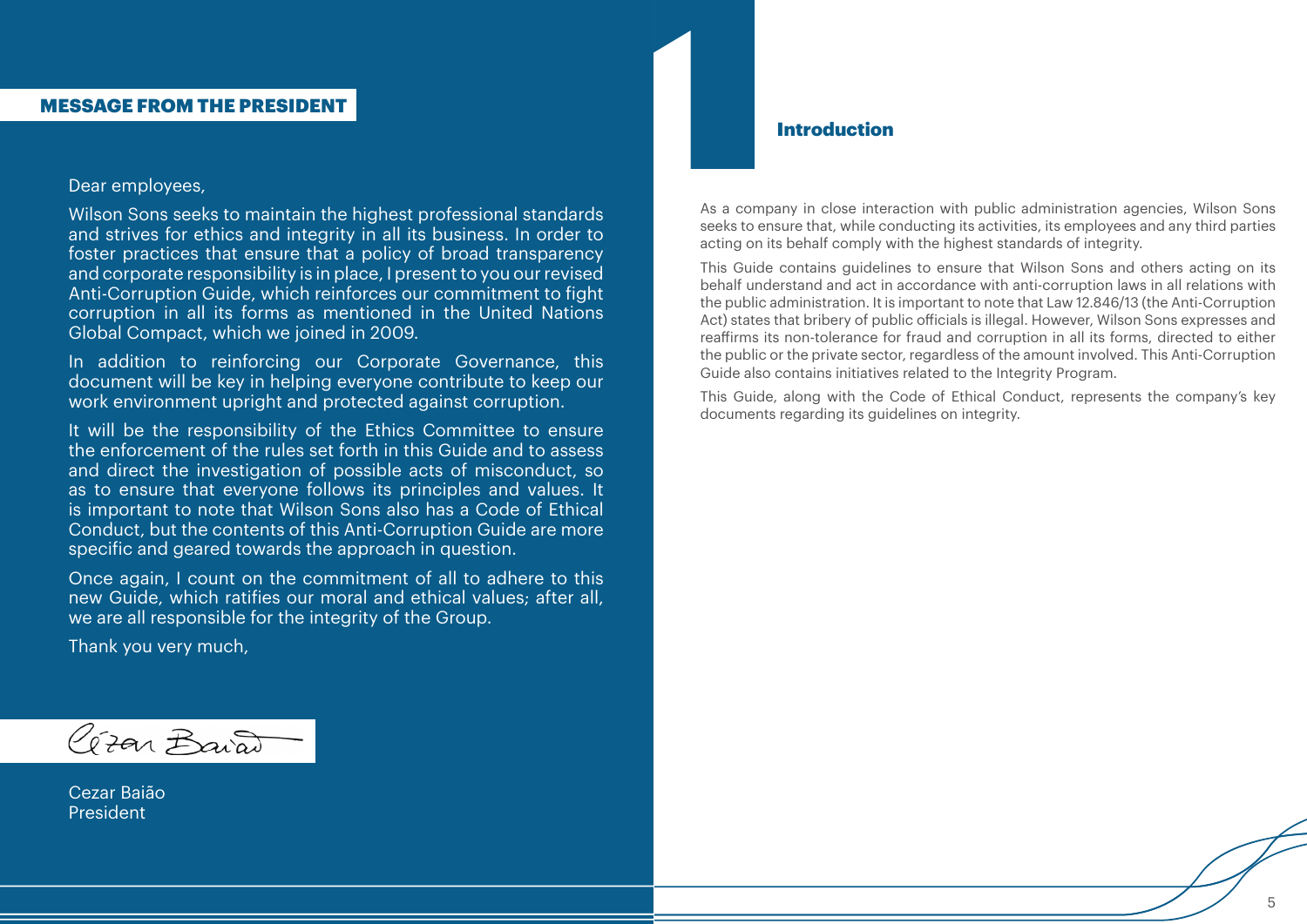## MESSAGE FROM THE PRESIDENT

Dear employees,

Wilson Sons seeks to maintain the highest professional standards and strives for ethics and integrity in all its business. In order to foster practices that ensure that a policy of broad transparency and corporate responsibility is in place, I present to you our revised Anti-Corruption Guide, which reinforces our commitment to fight corruption in all its forms as mentioned in the United Nations Global Compact, which we joined in 2009.

In addition to reinforcing our Corporate Governance, this document will be key in helping everyone contribute to keep our work environment upright and protected against corruption.

It will be the responsibility of the Ethics Committee to ensure the enforcement of the rules set forth in this Guide and to assess and direct the investigation of possible acts of misconduct, so as to ensure that everyone follows its principles and values. It is important to note that Wilson Sons also has a Code of Ethical Conduct, but the contents of this Anti-Corruption Guide are more specific and geared towards the approach in question.

Once again, I count on the commitment of all to adhere to this new Guide, which ratifies our moral and ethical values; after all, we are all responsible for the integrity of the Group.

Thank you very much,

Cezar Baião
President

# 1 Introduction

As a company in close interaction with public administration agencies, Wilson Sons seeks to ensure that, while conducting its activities, its employees and any third parties acting on its behalf comply with the highest standards of integrity.

This Guide contains guidelines to ensure that Wilson Sons and others acting on its behalf understand and act in accordance with anti-corruption laws in all relations with the public administration. It is important to note that Law 12.846/13 (the Anti-Corruption Act) states that bribery of public officials is illegal. However, Wilson Sons expresses and reaffirms its non-tolerance for fraud and corruption in all its forms, directed to either the public or the private sector, regardless of the amount involved. This Anti-Corruption Guide also contains initiatives related to the Integrity Program.

This Guide, along with the Code of Ethical Conduct, represents the company's key documents regarding its guidelines on integrity.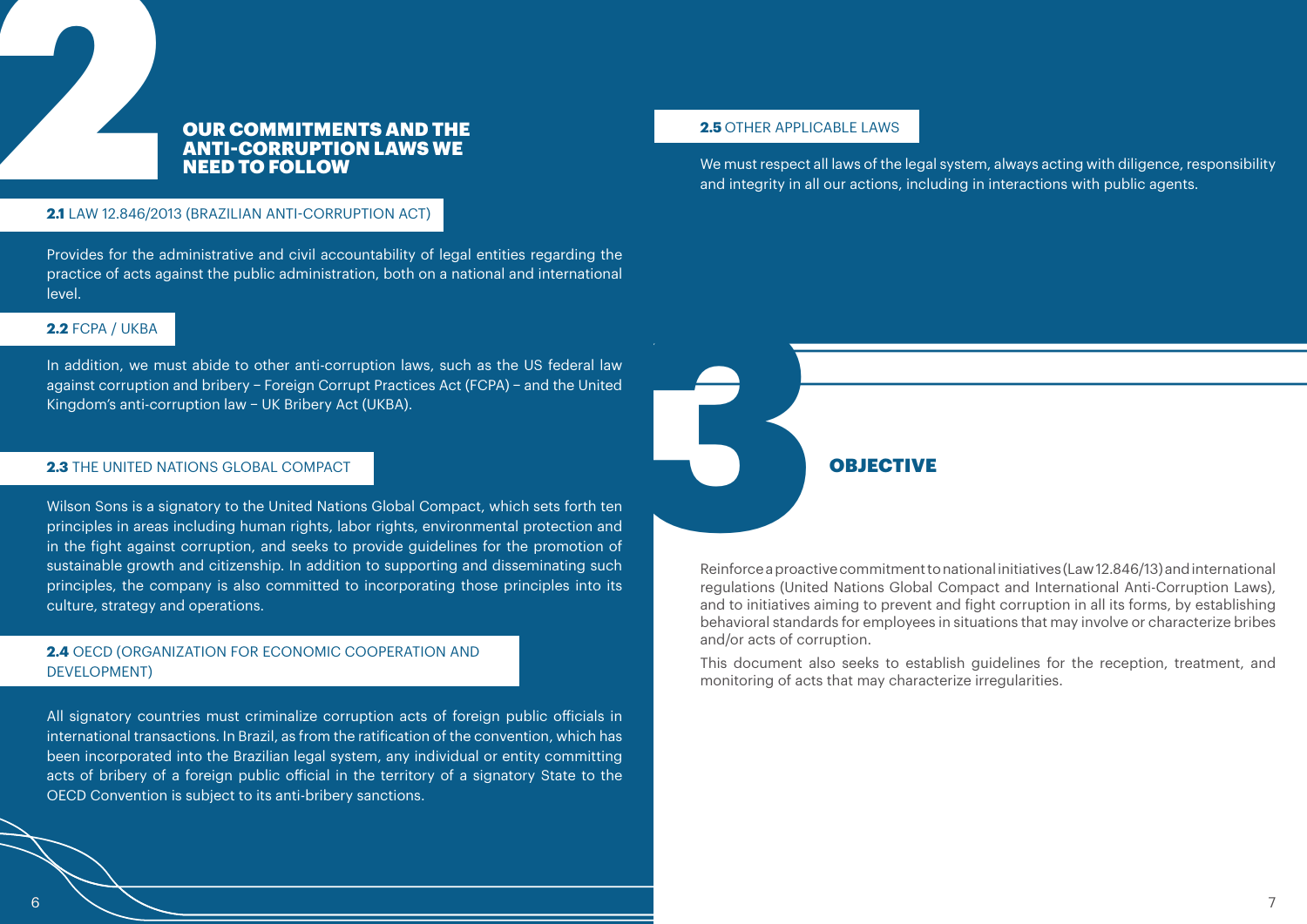# 2 OUR COMMITMENTS AND THE ANTI-CORRUPTION LAWS WE NEED TO FOLLOW

### **2.1** LAW 12.846/2013 (BRAZILIAN ANTI-CORRUPTION ACT)

Provides for the administrative and civil accountability of legal entities regarding the practice of acts against the public administration, both on a national and international level.

### **2.2** FCPA / UKBA

In addition, we must abide to other anti-corruption laws, such as the US federal law against corruption and bribery – Foreign Corrupt Practices Act (FCPA) – and the United Kingdom's anti-corruption law – UK Bribery Act (UKBA).

### **2.3** THE UNITED NATIONS GLOBAL COMPACT

Wilson Sons is a signatory to the United Nations Global Compact, which sets forth ten principles in areas including human rights, labor rights, environmental protection and in the fight against corruption, and seeks to provide guidelines for the promotion of sustainable growth and citizenship. In addition to supporting and disseminating such principles, the company is also committed to incorporating those principles into its culture, strategy and operations.

### **2.4** OECD (ORGANIZATION FOR ECONOMIC COOPERATION AND DEVELOPMENT)

All signatory countries must criminalize corruption acts of foreign public officials in international transactions. In Brazil, as from the ratification of the convention, which has been incorporated into the Brazilian legal system, any individual or entity committing acts of bribery of a foreign public official in the territory of a signatory State to the OECD Convention is subject to its anti-bribery sanctions.

### **2.5** OTHER APPLICABLE LAWS

We must respect all laws of the legal system, always acting with diligence, responsibility and integrity in all our actions, including in interactions with public agents.

# 3 OBJECTIVE

Reinforce a proactive commitment to national initiatives (Law 12.846/13) and international regulations (United Nations Global Compact and International Anti-Corruption Laws), and to initiatives aiming to prevent and fight corruption in all its forms, by establishing behavioral standards for employees in situations that may involve or characterize bribes and/or acts of corruption.

This document also seeks to establish guidelines for the reception, treatment, and monitoring of acts that may characterize irregularities.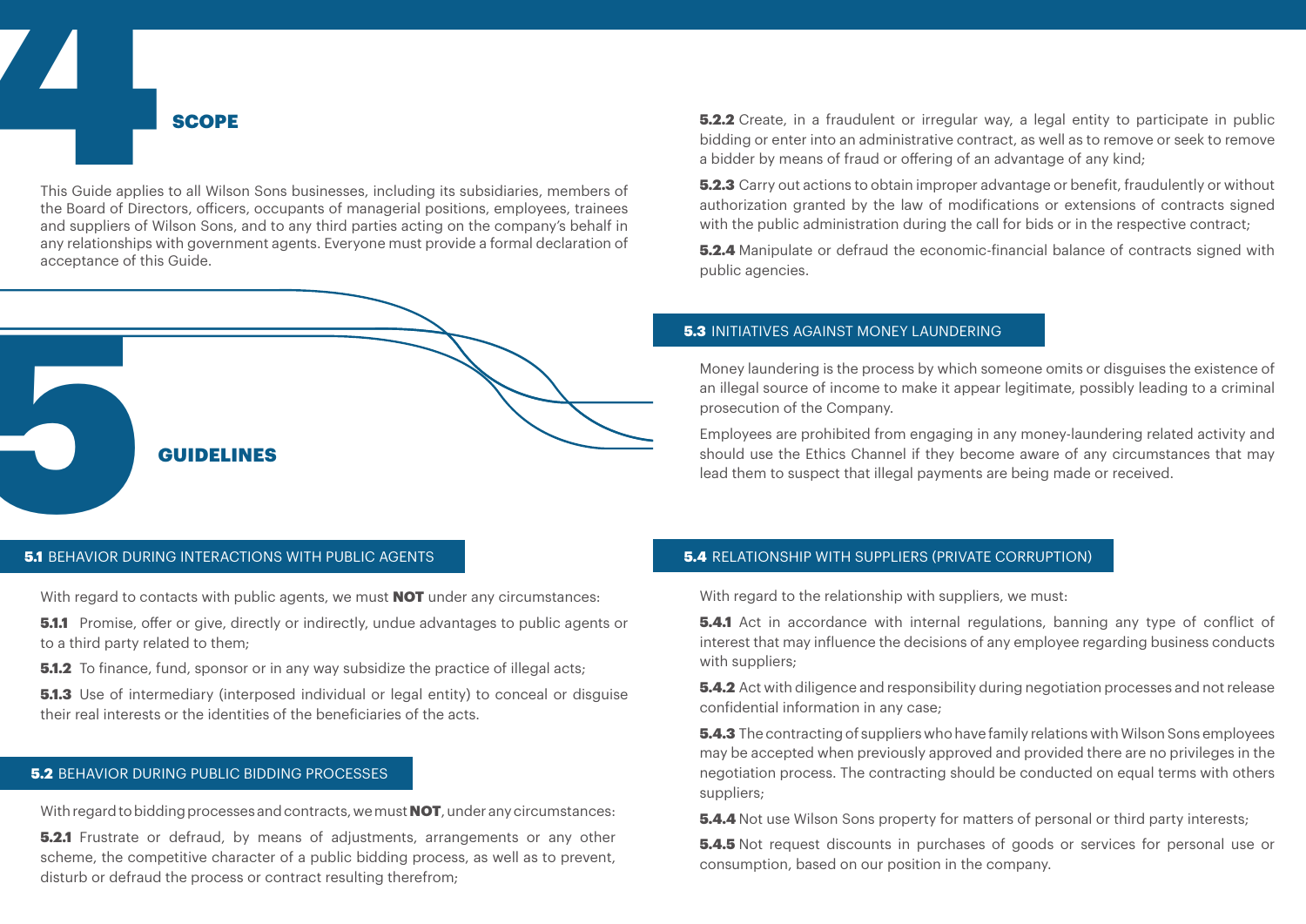# 4 SCOPE

This Guide applies to all Wilson Sons businesses, including its subsidiaries, members of the Board of Directors, officers, occupants of managerial positions, employees, trainees and suppliers of Wilson Sons, and to any third parties acting on the company's behalf in any relationships with government agents. Everyone must provide a formal declaration of acceptance of this Guide.

# 5 GUIDELINES

## 5.1 BEHAVIOR DURING INTERACTIONS WITH PUBLIC AGENTS

With regard to contacts with public agents, we must **NOT** under any circumstances:

**5.1.1** Promise, offer or give, directly or indirectly, undue advantages to public agents or to a third party related to them;

**5.1.2** To finance, fund, sponsor or in any way subsidize the practice of illegal acts;

**5.1.3** Use of intermediary (interposed individual or legal entity) to conceal or disguise their real interests or the identities of the beneficiaries of the acts.

## 5.2 BEHAVIOR DURING PUBLIC BIDDING PROCESSES

With regard to bidding processes and contracts, we must **NOT**, under any circumstances:

**5.2.1** Frustrate or defraud, by means of adjustments, arrangements or any other scheme, the competitive character of a public bidding process, as well as to prevent, disturb or defraud the process or contract resulting therefrom;

**5.2.2** Create, in a fraudulent or irregular way, a legal entity to participate in public bidding or enter into an administrative contract, as well as to remove or seek to remove a bidder by means of fraud or offering of an advantage of any kind;

**5.2.3** Carry out actions to obtain improper advantage or benefit, fraudulently or without authorization granted by the law of modifications or extensions of contracts signed with the public administration during the call for bids or in the respective contract;

**5.2.4** Manipulate or defraud the economic-financial balance of contracts signed with public agencies.

## 5.3 INITIATIVES AGAINST MONEY LAUNDERING

Money laundering is the process by which someone omits or disguises the existence of an illegal source of income to make it appear legitimate, possibly leading to a criminal prosecution of the Company.

Employees are prohibited from engaging in any money-laundering related activity and should use the Ethics Channel if they become aware of any circumstances that may lead them to suspect that illegal payments are being made or received.

## 5.4 RELATIONSHIP WITH SUPPLIERS (PRIVATE CORRUPTION)

With regard to the relationship with suppliers, we must:

**5.4.1** Act in accordance with internal regulations, banning any type of conflict of interest that may influence the decisions of any employee regarding business conducts with suppliers;

**5.4.2** Act with diligence and responsibility during negotiation processes and not release confidential information in any case;

**5.4.3** The contracting of suppliers who have family relations with Wilson Sons employees may be accepted when previously approved and provided there are no privileges in the negotiation process. The contracting should be conducted on equal terms with others suppliers;

**5.4.4** Not use Wilson Sons property for matters of personal or third party interests;

**5.4.5** Not request discounts in purchases of goods or services for personal use or consumption, based on our position in the company.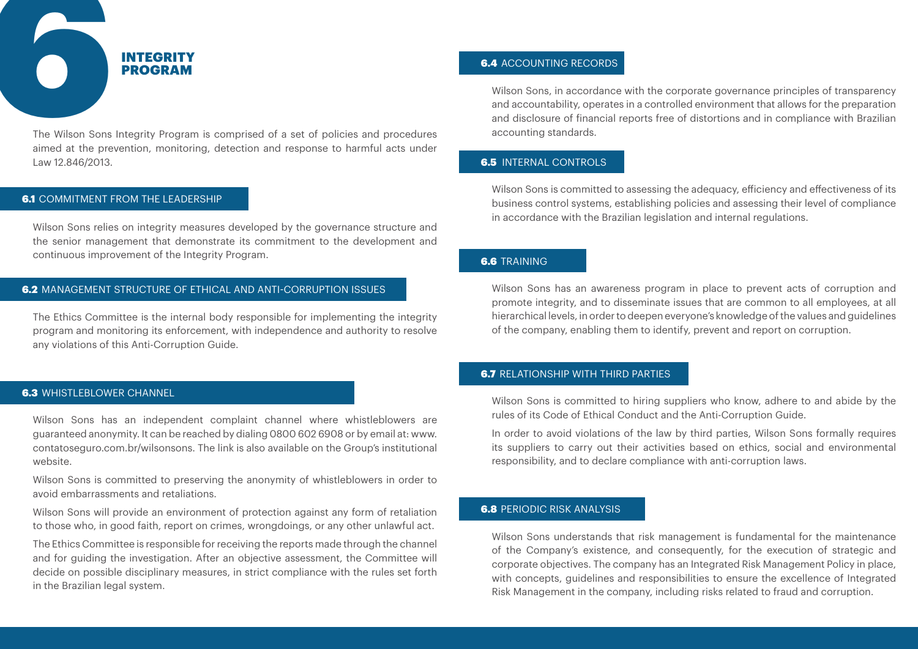# 6 INTEGRITY PROGRAM

The Wilson Sons Integrity Program is comprised of a set of policies and procedures aimed at the prevention, monitoring, detection and response to harmful acts under Law 12.846/2013.

## 6.1 COMMITMENT FROM THE LEADERSHIP

Wilson Sons relies on integrity measures developed by the governance structure and the senior management that demonstrate its commitment to the development and continuous improvement of the Integrity Program.

## 6.2 MANAGEMENT STRUCTURE OF ETHICAL AND ANTI-CORRUPTION ISSUES

The Ethics Committee is the internal body responsible for implementing the integrity program and monitoring its enforcement, with independence and authority to resolve any violations of this Anti-Corruption Guide.

## 6.3 WHISTLEBLOWER CHANNEL

Wilson Sons has an independent complaint channel where whistleblowers are guaranteed anonymity. It can be reached by dialing 0800 602 6908 or by email at: www.contatoseguro.com.br/wilsonsons. The link is also available on the Group's institutional website.

Wilson Sons is committed to preserving the anonymity of whistleblowers in order to avoid embarrassments and retaliations.

Wilson Sons will provide an environment of protection against any form of retaliation to those who, in good faith, report on crimes, wrongdoings, or any other unlawful act.

The Ethics Committee is responsible for receiving the reports made through the channel and for guiding the investigation. After an objective assessment, the Committee will decide on possible disciplinary measures, in strict compliance with the rules set forth in the Brazilian legal system.

## 6.4 ACCOUNTING RECORDS

Wilson Sons, in accordance with the corporate governance principles of transparency and accountability, operates in a controlled environment that allows for the preparation and disclosure of financial reports free of distortions and in compliance with Brazilian accounting standards.

## 6.5 INTERNAL CONTROLS

Wilson Sons is committed to assessing the adequacy, efficiency and effectiveness of its business control systems, establishing policies and assessing their level of compliance in accordance with the Brazilian legislation and internal regulations.

## 6.6 TRAINING

Wilson Sons has an awareness program in place to prevent acts of corruption and promote integrity, and to disseminate issues that are common to all employees, at all hierarchical levels, in order to deepen everyone's knowledge of the values and guidelines of the company, enabling them to identify, prevent and report on corruption.

## 6.7 RELATIONSHIP WITH THIRD PARTIES

Wilson Sons is committed to hiring suppliers who know, adhere to and abide by the rules of its Code of Ethical Conduct and the Anti-Corruption Guide.

In order to avoid violations of the law by third parties, Wilson Sons formally requires its suppliers to carry out their activities based on ethics, social and environmental responsibility, and to declare compliance with anti-corruption laws.

## 6.8 PERIODIC RISK ANALYSIS

Wilson Sons understands that risk management is fundamental for the maintenance of the Company's existence, and consequently, for the execution of strategic and corporate objectives. The company has an Integrated Risk Management Policy in place, with concepts, guidelines and responsibilities to ensure the excellence of Integrated Risk Management in the company, including risks related to fraud and corruption.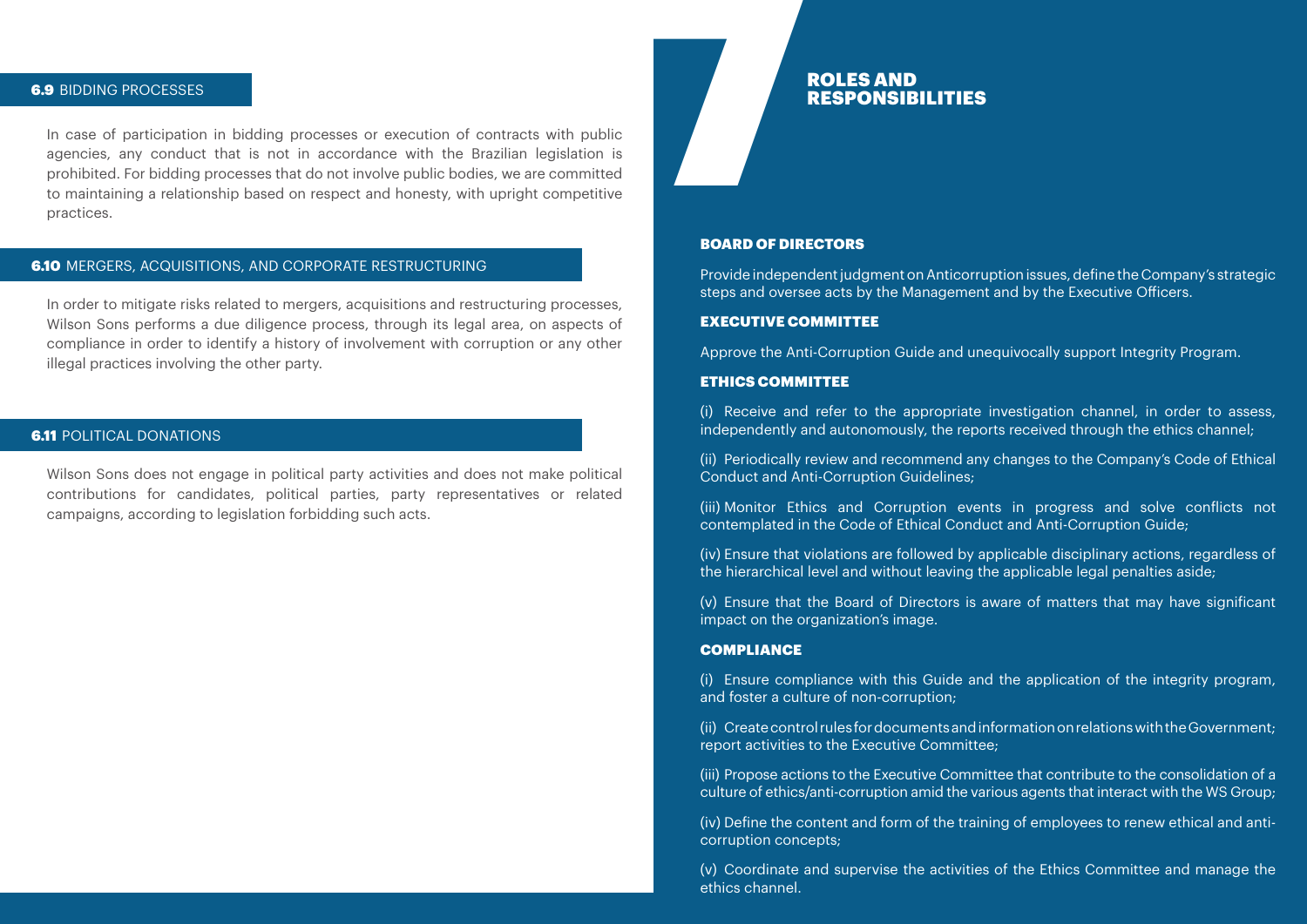### 6.9 BIDDING PROCESSES

In case of participation in bidding processes or execution of contracts with public agencies, any conduct that is not in accordance with the Brazilian legislation is prohibited. For bidding processes that do not involve public bodies, we are committed to maintaining a relationship based on respect and honesty, with upright competitive practices.

### 6.10 MERGERS, ACQUISITIONS, AND CORPORATE RESTRUCTURING

In order to mitigate risks related to mergers, acquisitions and restructuring processes, Wilson Sons performs a due diligence process, through its legal area, on aspects of compliance in order to identify a history of involvement with corruption or any other illegal practices involving the other party.

### 6.11 POLITICAL DONATIONS

Wilson Sons does not engage in political party activities and does not make political contributions for candidates, political parties, party representatives or related campaigns, according to legislation forbidding such acts.

# 7 ROLES AND RESPONSIBILITIES

**BOARD OF DIRECTORS**

Provide independent judgment on Anticorruption issues, define the Company's strategic steps and oversee acts by the Management and by the Executive Officers.

**EXECUTIVE COMMITTEE**

Approve the Anti-Corruption Guide and unequivocally support Integrity Program.

**ETHICS COMMITTEE**

(i) Receive and refer to the appropriate investigation channel, in order to assess, independently and autonomously, the reports received through the ethics channel;

(ii) Periodically review and recommend any changes to the Company's Code of Ethical Conduct and Anti-Corruption Guidelines;

(iii) Monitor Ethics and Corruption events in progress and solve conflicts not contemplated in the Code of Ethical Conduct and Anti-Corruption Guide;

(iv) Ensure that violations are followed by applicable disciplinary actions, regardless of the hierarchical level and without leaving the applicable legal penalties aside;

(v) Ensure that the Board of Directors is aware of matters that may have significant impact on the organization's image.

**COMPLIANCE**

(i) Ensure compliance with this Guide and the application of the integrity program, and foster a culture of non-corruption;

(ii) Create control rules for documents and information on relations with the Government; report activities to the Executive Committee;

(iii) Propose actions to the Executive Committee that contribute to the consolidation of a culture of ethics/anti-corruption amid the various agents that interact with the WS Group;

(iv) Define the content and form of the training of employees to renew ethical and anti-corruption concepts;

(v) Coordinate and supervise the activities of the Ethics Committee and manage the ethics channel.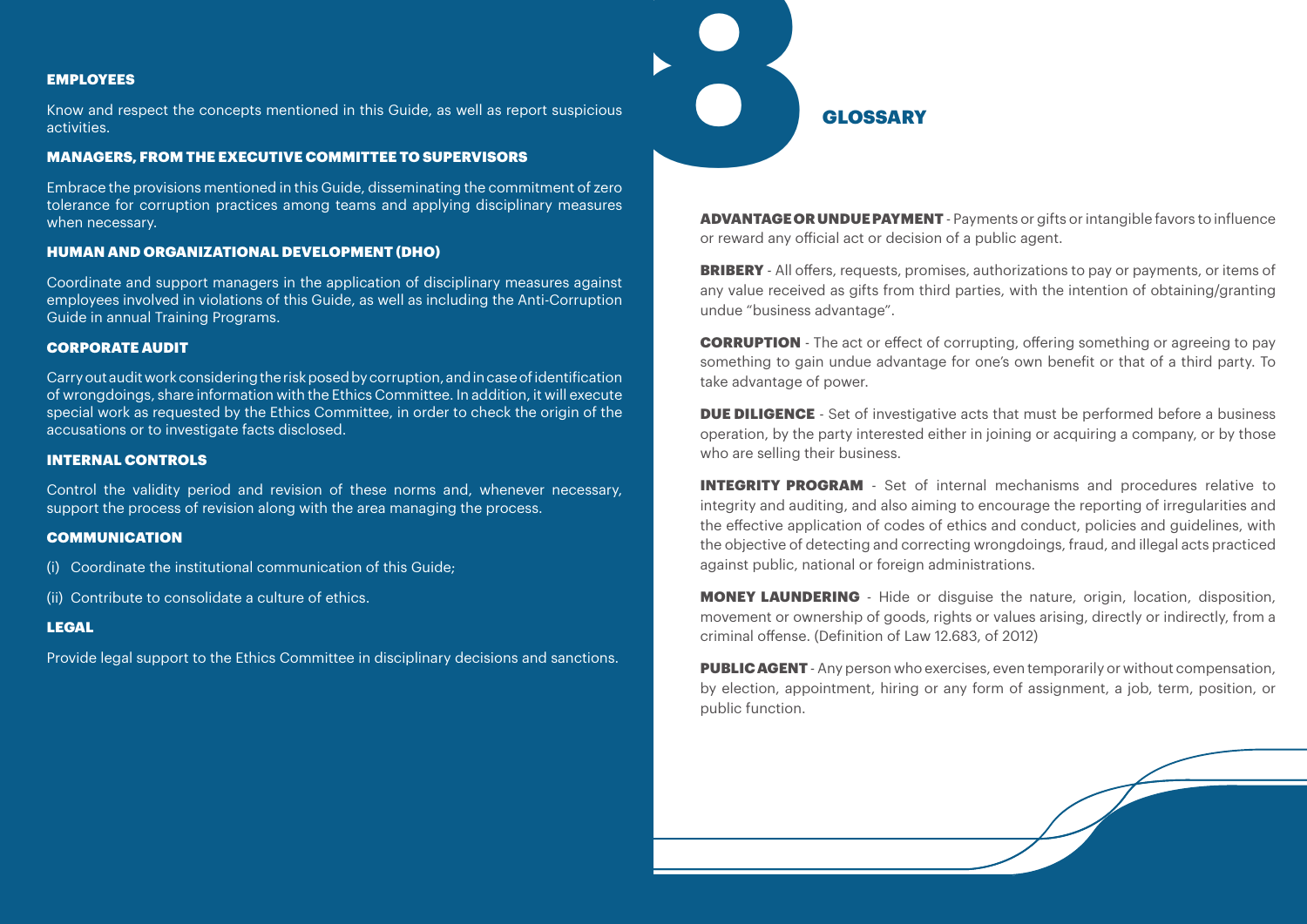### EMPLOYEES

Know and respect the concepts mentioned in this Guide, as well as report suspicious activities.

### MANAGERS, FROM THE EXECUTIVE COMMITTEE TO SUPERVISORS

Embrace the provisions mentioned in this Guide, disseminating the commitment of zero tolerance for corruption practices among teams and applying disciplinary measures when necessary.

### HUMAN AND ORGANIZATIONAL DEVELOPMENT (DHO)

Coordinate and support managers in the application of disciplinary measures against employees involved in violations of this Guide, as well as including the Anti-Corruption Guide in annual Training Programs.

### CORPORATE AUDIT

Carry out audit work considering the risk posed by corruption, and in case of identification of wrongdoings, share information with the Ethics Committee. In addition, it will execute special work as requested by the Ethics Committee, in order to check the origin of the accusations or to investigate facts disclosed.

### INTERNAL CONTROLS

Control the validity period and revision of these norms and, whenever necessary, support the process of revision along with the area managing the process.

### COMMUNICATION

(i) Coordinate the institutional communication of this Guide;

(ii) Contribute to consolidate a culture of ethics.

### LEGAL

Provide legal support to the Ethics Committee in disciplinary decisions and sanctions.

# 8 GLOSSARY

**ADVANTAGE OR UNDUE PAYMENT** - Payments or gifts or intangible favors to influence or reward any official act or decision of a public agent.

**BRIBERY** - All offers, requests, promises, authorizations to pay or payments, or items of any value received as gifts from third parties, with the intention of obtaining/granting undue "business advantage".

**CORRUPTION** - The act or effect of corrupting, offering something or agreeing to pay something to gain undue advantage for one's own benefit or that of a third party. To take advantage of power.

**DUE DILIGENCE** - Set of investigative acts that must be performed before a business operation, by the party interested either in joining or acquiring a company, or by those who are selling their business.

**INTEGRITY PROGRAM** - Set of internal mechanisms and procedures relative to integrity and auditing, and also aiming to encourage the reporting of irregularities and the effective application of codes of ethics and conduct, policies and guidelines, with the objective of detecting and correcting wrongdoings, fraud, and illegal acts practiced against public, national or foreign administrations.

**MONEY LAUNDERING** - Hide or disguise the nature, origin, location, disposition, movement or ownership of goods, rights or values arising, directly or indirectly, from a criminal offense. (Definition of Law 12.683, of 2012)

**PUBLIC AGENT** - Any person who exercises, even temporarily or without compensation, by election, appointment, hiring or any form of assignment, a job, term, position, or public function.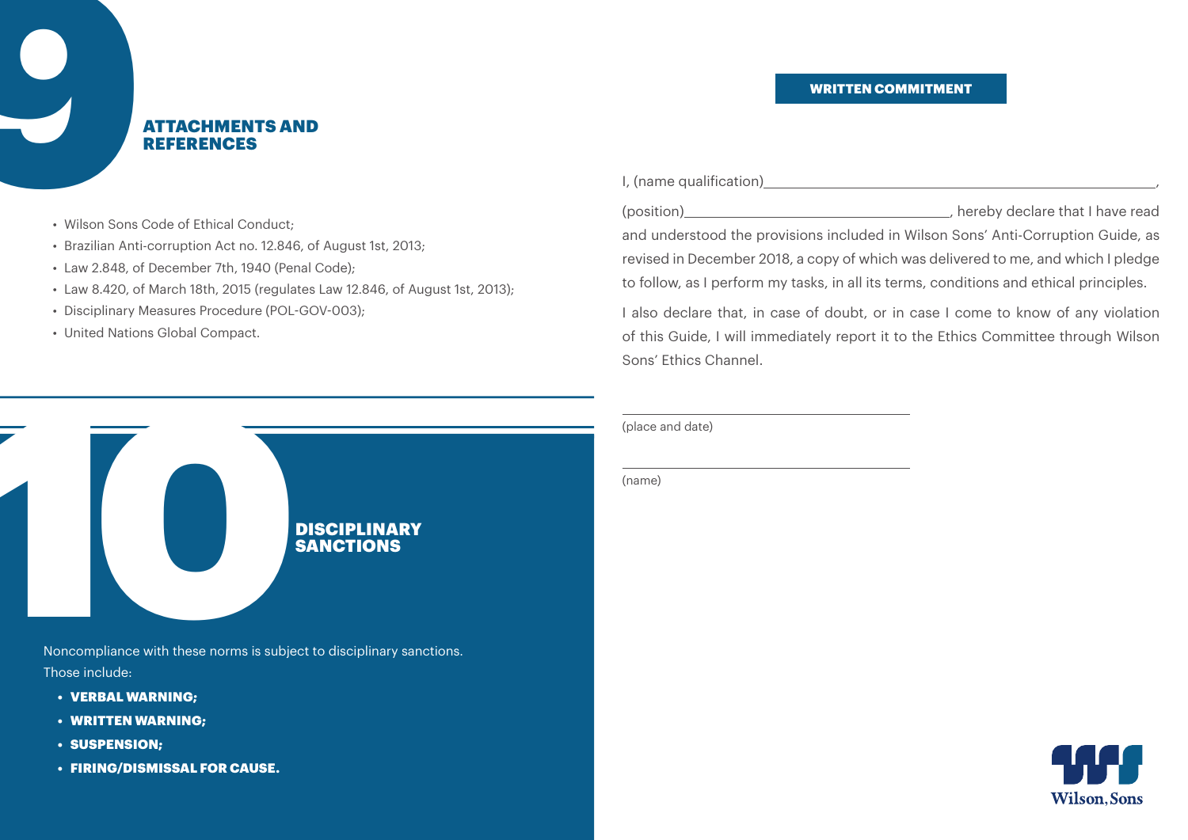# 9 ATTACHMENTS AND REFERENCES

- Wilson Sons Code of Ethical Conduct;
- Brazilian Anti-corruption Act no. 12.846, of August 1st, 2013;
- Law 2.848, of December 7th, 1940 (Penal Code);
- Law 8.420, of March 18th, 2015 (regulates Law 12.846, of August 1st, 2013);
- Disciplinary Measures Procedure (POL-GOV-003);
- United Nations Global Compact.

# 10 DISCIPLINARY SANCTIONS

Noncompliance with these norms is subject to disciplinary sanctions. Those include:

- **VERBAL WARNING;**
- **WRITTEN WARNING;**
- **SUSPENSION;**
- **FIRING/DISMISSAL FOR CAUSE.**

## WRITTEN COMMITMENT

I, (name qualification)\_\_\_\_\_\_\_\_\_\_\_\_\_\_\_\_\_\_\_\_\_\_\_\_\_\_\_\_\_\_\_\_\_\_\_\_\_\_\_\_\_\_,

(position)\_\_\_\_\_\_\_\_\_\_\_\_\_\_\_\_\_\_\_\_\_\_\_\_\_\_\_\_\_\_, hereby declare that I have read and understood the provisions included in Wilson Sons' Anti-Corruption Guide, as revised in December 2018, a copy of which was delivered to me, and which I pledge to follow, as I perform my tasks, in all its terms, conditions and ethical principles.

I also declare that, in case of doubt, or in case I come to know of any violation of this Guide, I will immediately report it to the Ethics Committee through Wilson Sons' Ethics Channel.

\_\_\_\_\_\_\_\_\_\_\_\_\_\_\_\_\_\_\_\_\_\_\_\_\_\_\_\_\_\_

(place and date)

\_\_\_\_\_\_\_\_\_\_\_\_\_\_\_\_\_\_\_\_\_\_\_\_\_\_\_\_\_\_

(name)

Wilson, Sons